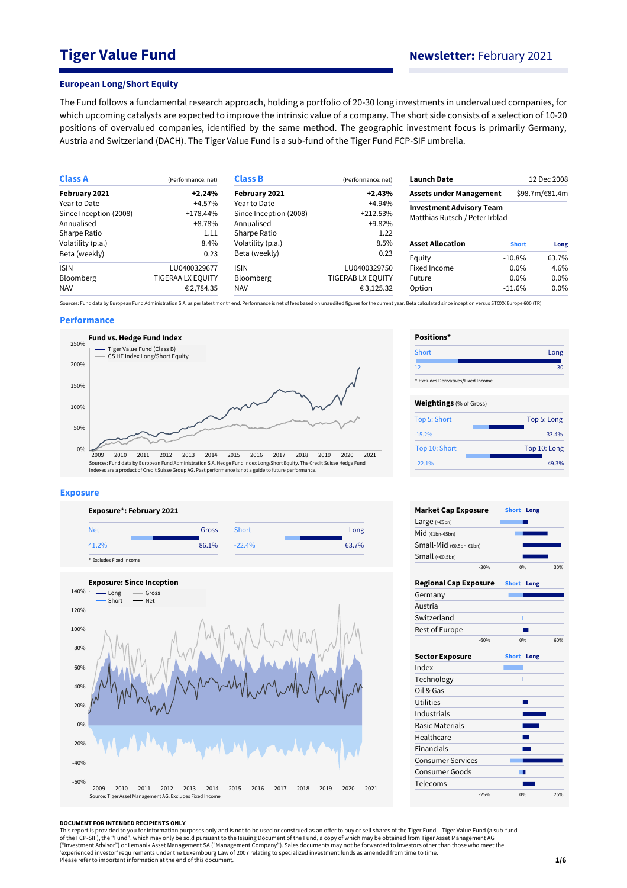# Tiger Value Fund

**Newsletter:** February 2021

## European Long/Short Equity

The Fund follows a fundamental research approach, holding a portfolio of 20-30 long investments in undervalued companies, for which upcoming catalysts are expected to improve the intrinsic value of a company. The short side consists of a selection of 10-20 positions of overvalued companies, identified by the same method. The geographic investment focus is primarily Germany, Austria and Switzerland (DACH). The Tiger Value Fund is a sub-fund of the Tiger Fund FCP-SIF umbrella.

| Class A | (Performance: net) |
|---|---|
| **February 2021** | **+2.24%** |
| Year to Date | +4.57% |
| Since Inception (2008) | +178.44% |
| Annualised | +8.78% |
| Sharpe Ratio | 1.11 |
| Volatility (p.a.) | 8.4% |
| Beta (weekly) | 0.23 |
| ISIN | LU0400329677 |
| Bloomberg | TIGERAA LX EQUITY |
| NAV | € 2,784.35 |

| Class B | (Performance: net) |
|---|---|
| **February 2021** | **+2.43%** |
| Year to Date | +4.94% |
| Since Inception (2008) | +212.53% |
| Annualised | +9.82% |
| Sharpe Ratio | 1.22 |
| Volatility (p.a.) | 8.5% |
| Beta (weekly) | 0.23 |
| ISIN | LU0400329750 |
| Bloomberg | TIGERAB LX EQUITY |
| NAV | € 3,125.32 |

| | |
|---|---|
| **Launch Date** | 12 Dec 2008 |
| **Assets under Management** | $98.7m/€81.4m |
| **Investment Advisory Team** | Matthias Rutsch / Peter Irblad |

| Asset Allocation | Short | Long |
|---|---|---|
| Equity | -10.8% | 63.7% |
| Fixed Income | 0.0% | 4.6% |
| Future | 0.0% | 0.0% |
| Option | -11.6% | 0.0% |

Sources: Fund data by European Fund Administration S.A. as per latest month end. Performance is net of fees based on unaudited figures for the current year. Beta calculated since inception versus STOXX Europe 600 (TR)

## Performance

**Fund vs. Hedge Fund Index**

— Tiger Value Fund (Class B)
— CS HF Index Long/Short Equity

Sources: Fund data by European Fund Administration S.A. Hedge Fund Index Long/Short Equity. The Credit Suisse Hedge Fund Indexes are a product of Credit Suisse Group AG. Past performance is not a guide to future performance.

**Positions***

| Short | Long |
|---|---|
| 12 | 30 |

* Excludes Derivatives/Fixed Income

**Weightings** (% of Gross)

| Top 5: Short | Top 5: Long |
|---|---|
| -15.2% | 33.4% |

| Top 10: Short | Top 10: Long |
|---|---|
| -22.1% | 49.3% |

## Exposure

**Exposure*: February 2021**

| Net | Gross | Short | Long |
|---|---|---|---|
| 41.2% | 86.1% | -22.4% | 63.7% |

* Excludes Fixed Income

**Exposure: Since Inception**

— Long — Gross
— Short — Net

Source: Tiger Asset Management AG. Excludes Fixed Income

**Market Cap Exposure** (Short / Long)
- Large (>€5bn)
- Mid (€1bn-€5bn)
- Small-Mid (€0.5bn-€1bn)
- Small (<€0.5bn)

**Regional Cap Exposure** (Short / Long)
- Germany
- Austria
- Switzerland
- Rest of Europe

**Sector Exposure** (Short / Long)
- Index
- Technology
- Oil & Gas
- Utilities
- Industrials
- Basic Materials
- Healthcare
- Financials
- Consumer Services
- Consumer Goods
- Telecoms

**DOCUMENT FOR INTENDED RECIPIENTS ONLY**

This report is provided to you for information purposes only and is not to be used or considered as an offer to buy or sell shares of the Tiger Fund – Tiger Value Fund (a sub-fund of the FCP-SIF), the "Fund", which may only be sold pursuant to the Issuing Document of the Fund, a copy of which may be obtained from Tiger Asset Management AG ("Investment Advisor") or Lemanik Asset Management SA ("Management Company"). Sales documents may not be forwarded to investors other than those who meet the 'experienced investor' requirements under the Luxembourg Law of 2007 relating to specialized investment funds as amended from time to time.
Please refer to important information at the end of this document.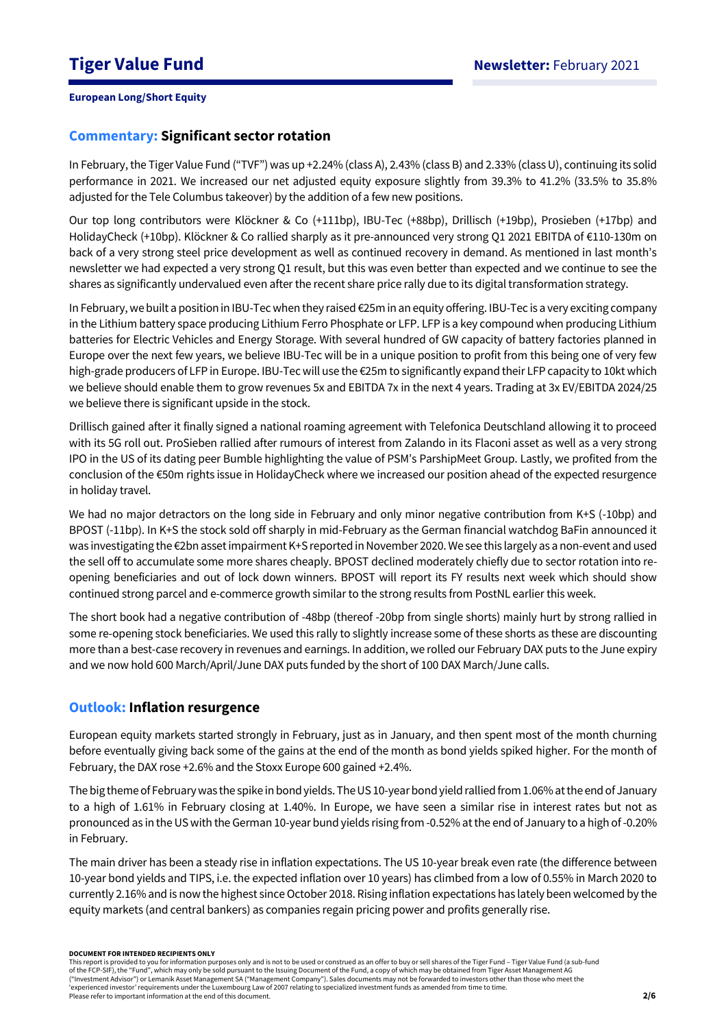## Commentary: Significant sector rotation

In February, the Tiger Value Fund ("TVF") was up +2.24% (class A), 2.43% (class B) and 2.33% (class U), continuing its solid performance in 2021. We increased our net adjusted equity exposure slightly from 39.3% to 41.2% (33.5% to 35.8% adjusted for the Tele Columbus takeover) by the addition of a few new positions.

Our top long contributors were Klöckner & Co (+111bp), IBU-Tec (+88bp), Drillisch (+19bp), Prosieben (+17bp) and HolidayCheck (+10bp). Klöckner & Co rallied sharply as it pre-announced very strong Q1 2021 EBITDA of €110-130m on back of a very strong steel price development as well as continued recovery in demand. As mentioned in last month's newsletter we had expected a very strong Q1 result, but this was even better than expected and we continue to see the shares as significantly undervalued even after the recent share price rally due to its digital transformation strategy.

In February, we built a position in IBU-Tec when they raised €25m in an equity offering. IBU-Tec is a very exciting company in the Lithium battery space producing Lithium Ferro Phosphate or LFP. LFP is a key compound when producing Lithium batteries for Electric Vehicles and Energy Storage. With several hundred of GW capacity of battery factories planned in Europe over the next few years, we believe IBU-Tec will be in a unique position to profit from this being one of very few high-grade producers of LFP in Europe. IBU-Tec will use the €25m to significantly expand their LFP capacity to 10kt which we believe should enable them to grow revenues 5x and EBITDA 7x in the next 4 years. Trading at 3x EV/EBITDA 2024/25 we believe there is significant upside in the stock.

Drillisch gained after it finally signed a national roaming agreement with Telefonica Deutschland allowing it to proceed with its 5G roll out. ProSieben rallied after rumours of interest from Zalando in its Flaconi asset as well as a very strong IPO in the US of its dating peer Bumble highlighting the value of PSM's ParshipMeet Group. Lastly, we profited from the conclusion of the €50m rights issue in HolidayCheck where we increased our position ahead of the expected resurgence in holiday travel.

We had no major detractors on the long side in February and only minor negative contribution from K+S (-10bp) and BPOST (-11bp). In K+S the stock sold off sharply in mid-February as the German financial watchdog BaFin announced it was investigating the €2bn asset impairment K+S reported in November 2020. We see this largely as a non-event and used the sell off to accumulate some more shares cheaply. BPOST declined moderately chiefly due to sector rotation into re-opening beneficiaries and out of lock down winners. BPOST will report its FY results next week which should show continued strong parcel and e-commerce growth similar to the strong results from PostNL earlier this week.

The short book had a negative contribution of -48bp (thereof -20bp from single shorts) mainly hurt by strong rallied in some re-opening stock beneficiaries. We used this rally to slightly increase some of these shorts as these are discounting more than a best-case recovery in revenues and earnings. In addition, we rolled our February DAX puts to the June expiry and we now hold 600 March/April/June DAX puts funded by the short of 100 DAX March/June calls.

## Outlook: Inflation resurgence

European equity markets started strongly in February, just as in January, and then spent most of the month churning before eventually giving back some of the gains at the end of the month as bond yields spiked higher. For the month of February, the DAX rose +2.6% and the Stoxx Europe 600 gained +2.4%.

The big theme of February was the spike in bond yields. The US 10-year bond yield rallied from 1.06% at the end of January to a high of 1.61% in February closing at 1.40%. In Europe, we have seen a similar rise in interest rates but not as pronounced as in the US with the German 10-year bund yields rising from -0.52% at the end of January to a high of -0.20% in February.

The main driver has been a steady rise in inflation expectations. The US 10-year break even rate (the difference between 10-year bond yields and TIPS, i.e. the expected inflation over 10 years) has climbed from a low of 0.55% in March 2020 to currently 2.16% and is now the highest since October 2018. Rising inflation expectations has lately been welcomed by the equity markets (and central bankers) as companies regain pricing power and profits generally rise.

**DOCUMENT FOR INTENDED RECIPIENTS ONLY**
This report is provided to you for information purposes only and is not to be used or construed as an offer to buy or sell shares of the Tiger Fund – Tiger Value Fund (a sub-fund of the FCP-SIF), the "Fund", which may only be sold pursuant to the Issuing Document of the Fund, a copy of which may be obtained from Tiger Asset Management AG ("Investment Advisor") or Lemanik Asset Management SA ("Management Company"). Sales documents may not be forwarded to investors other than those who meet the 'experienced investor' requirements under the Luxembourg Law of 2007 relating to specialized investment funds as amended from time to time.
Please refer to important information at the end of this document.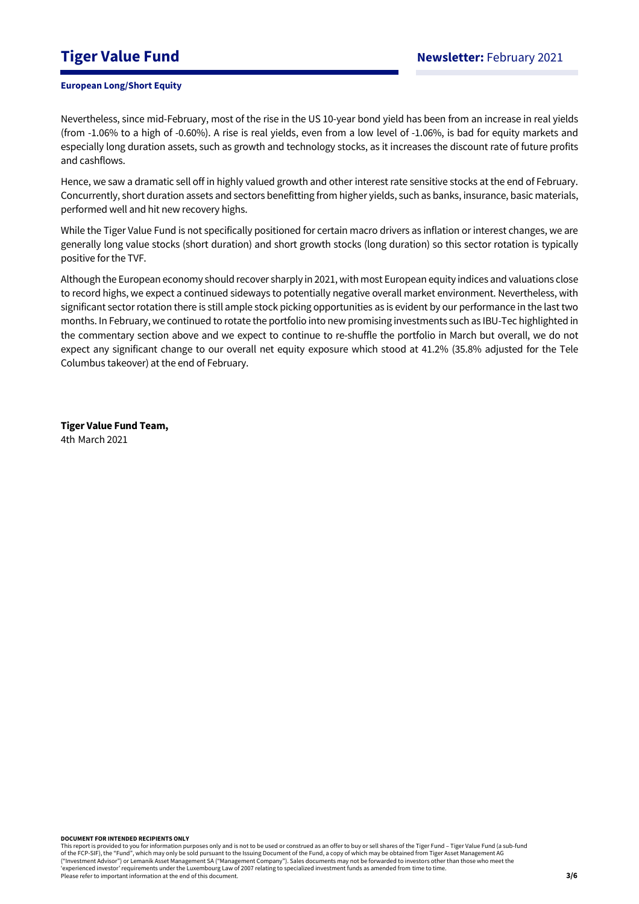Nevertheless, since mid-February, most of the rise in the US 10-year bond yield has been from an increase in real yields (from -1.06% to a high of -0.60%). A rise is real yields, even from a low level of -1.06%, is bad for equity markets and especially long duration assets, such as growth and technology stocks, as it increases the discount rate of future profits and cashflows.

Hence, we saw a dramatic sell off in highly valued growth and other interest rate sensitive stocks at the end of February. Concurrently, short duration assets and sectors benefitting from higher yields, such as banks, insurance, basic materials, performed well and hit new recovery highs.

While the Tiger Value Fund is not specifically positioned for certain macro drivers as inflation or interest changes, we are generally long value stocks (short duration) and short growth stocks (long duration) so this sector rotation is typically positive for the TVF.

Although the European economy should recover sharply in 2021, with most European equity indices and valuations close to record highs, we expect a continued sideways to potentially negative overall market environment. Nevertheless, with significant sector rotation there is still ample stock picking opportunities as is evident by our performance in the last two months. In February, we continued to rotate the portfolio into new promising investments such as IBU-Tec highlighted in the commentary section above and we expect to continue to re-shuffle the portfolio in March but overall, we do not expect any significant change to our overall net equity exposure which stood at 41.2% (35.8% adjusted for the Tele Columbus takeover) at the end of February.

**Tiger Value Fund Team,**
4th March 2021

**DOCUMENT FOR INTENDED RECIPIENTS ONLY**
This report is provided to you for information purposes only and is not to be used or construed as an offer to buy or sell shares of the Tiger Fund – Tiger Value Fund (a sub-fund of the FCP-SIF), the "Fund", which may only be sold pursuant to the Issuing Document of the Fund, a copy of which may be obtained from Tiger Asset Management AG ("Investment Advisor") or Lemanik Asset Management SA ("Management Company"). Sales documents may not be forwarded to investors other than those who meet the 'experienced investor' requirements under the Luxembourg Law of 2007 relating to specialized investment funds as amended from time to time.
Please refer to important information at the end of this document.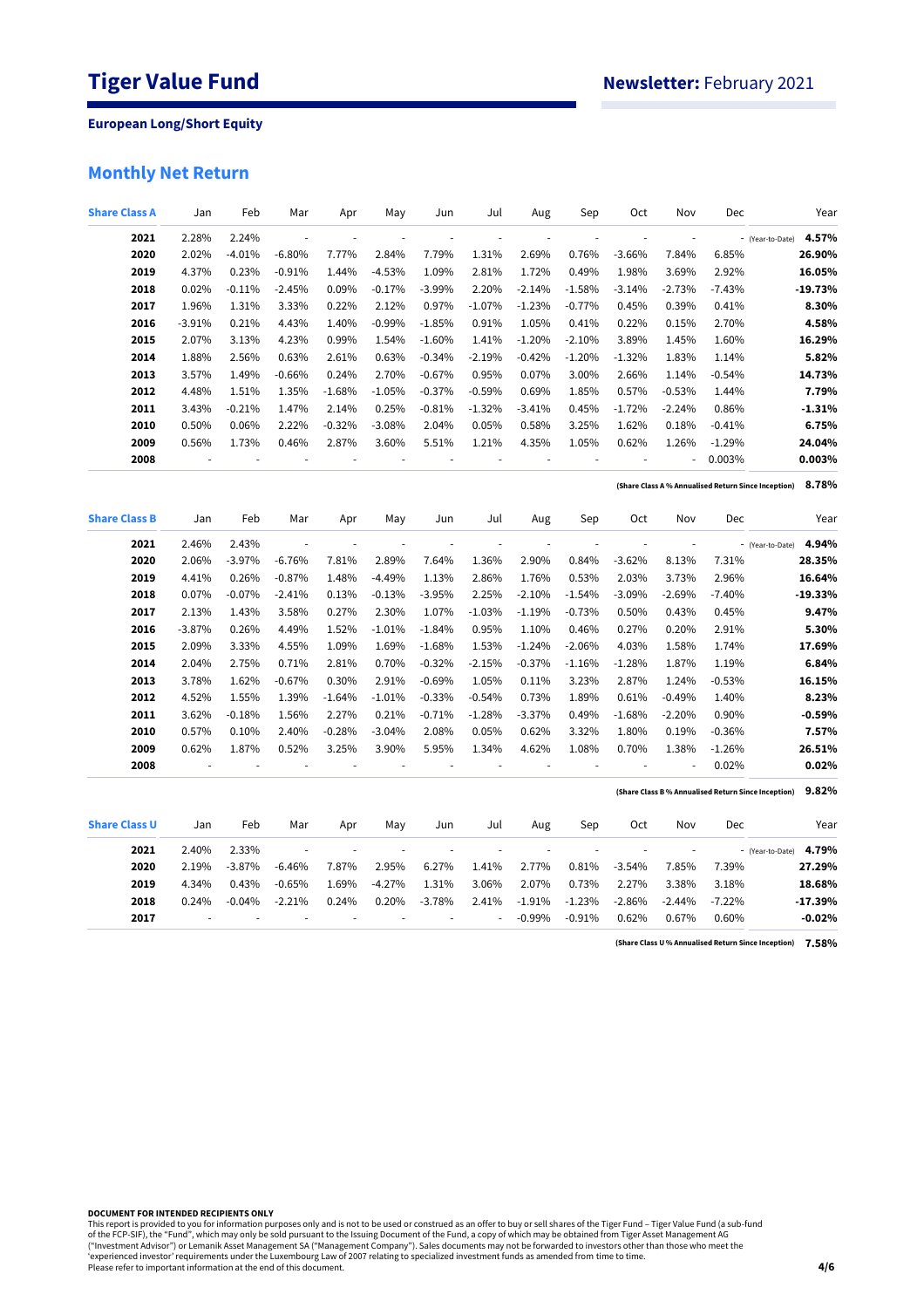# Tiger Value Fund

**Newsletter:** February 2021

**European Long/Short Equity**

## Monthly Net Return

| Share Class A | Jan | Feb | Mar | Apr | May | Jun | Jul | Aug | Sep | Oct | Nov | Dec | | Year |
|---|---|---|---|---|---|---|---|---|---|---|---|---|---|---|
| **2021** | 2.28% | 2.24% | - | - | - | - | - | - | - | - | - | - | (Year-to-Date) | **4.57%** |
| **2020** | 2.02% | -4.01% | -6.80% | 7.77% | 2.84% | 7.79% | 1.31% | 2.69% | 0.76% | -3.66% | 7.84% | 6.85% | | **26.90%** |
| **2019** | 4.37% | 0.23% | -0.91% | 1.44% | -4.53% | 1.09% | 2.81% | 1.72% | 0.49% | 1.98% | 3.69% | 2.92% | | **16.05%** |
| **2018** | 0.02% | -0.11% | -2.45% | 0.09% | -0.17% | -3.99% | 2.20% | -2.14% | -1.58% | -3.14% | -2.73% | -7.43% | | **-19.73%** |
| **2017** | 1.96% | 1.31% | 3.33% | 0.22% | 2.12% | 0.97% | -1.07% | -1.23% | -0.77% | 0.45% | 0.39% | 0.41% | | **8.30%** |
| **2016** | -3.91% | 0.21% | 4.43% | 1.40% | -0.99% | -1.85% | 0.91% | 1.05% | 0.41% | 0.22% | 0.15% | 2.70% | | **4.58%** |
| **2015** | 2.07% | 3.13% | 4.23% | 0.99% | 1.54% | -1.60% | 1.41% | -1.20% | -2.10% | 3.89% | 1.45% | 1.60% | | **16.29%** |
| **2014** | 1.88% | 2.56% | 0.63% | 2.61% | 0.63% | -0.34% | -2.19% | -0.42% | -1.20% | -1.32% | 1.83% | 1.14% | | **5.82%** |
| **2013** | 3.57% | 1.49% | -0.66% | 0.24% | 2.70% | -0.67% | 0.95% | 0.07% | 3.00% | 2.66% | 1.14% | -0.54% | | **14.73%** |
| **2012** | 4.48% | 1.51% | 1.35% | -1.68% | -1.05% | -0.37% | -0.59% | 0.69% | 1.85% | 0.57% | -0.53% | 1.44% | | **7.79%** |
| **2011** | 3.43% | -0.21% | 1.47% | 2.14% | 0.25% | -0.81% | -1.32% | -3.41% | 0.45% | -1.72% | -2.24% | 0.86% | | **-1.31%** |
| **2010** | 0.50% | 0.06% | 2.22% | -0.32% | -3.08% | 2.04% | 0.05% | 0.58% | 3.25% | 1.62% | 0.18% | -0.41% | | **6.75%** |
| **2009** | 0.56% | 1.73% | 0.46% | 2.87% | 3.60% | 5.51% | 1.21% | 4.35% | 1.05% | 0.62% | 1.26% | -1.29% | | **24.04%** |
| **2008** | - | - | - | - | - | - | - | - | - | - | - | 0.003% | | **0.003%** |

**(Share Class A % Annualised Return Since Inception)** **8.78%**

| Share Class B | Jan | Feb | Mar | Apr | May | Jun | Jul | Aug | Sep | Oct | Nov | Dec | | Year |
|---|---|---|---|---|---|---|---|---|---|---|---|---|---|---|
| **2021** | 2.46% | 2.43% | - | - | - | - | - | - | - | - | - | - | (Year-to-Date) | **4.94%** |
| **2020** | 2.06% | -3.97% | -6.76% | 7.81% | 2.89% | 7.64% | 1.36% | 2.90% | 0.84% | -3.62% | 8.13% | 7.31% | | **28.35%** |
| **2019** | 4.41% | 0.26% | -0.87% | 1.48% | -4.49% | 1.13% | 2.86% | 1.76% | 0.53% | 2.03% | 3.73% | 2.96% | | **16.64%** |
| **2018** | 0.07% | -0.07% | -2.41% | 0.13% | -0.13% | -3.95% | 2.25% | -2.10% | -1.54% | -3.09% | -2.69% | -7.40% | | **-19.33%** |
| **2017** | 2.13% | 1.43% | 3.58% | 0.27% | 2.30% | 1.07% | -1.03% | -1.19% | -0.73% | 0.50% | 0.43% | 0.45% | | **9.47%** |
| **2016** | -3.87% | 0.26% | 4.49% | 1.52% | -1.01% | -1.84% | 0.95% | 1.10% | 0.46% | 0.27% | 0.20% | 2.91% | | **5.30%** |
| **2015** | 2.09% | 3.33% | 4.55% | 1.09% | 1.69% | -1.68% | 1.53% | -1.24% | -2.06% | 4.03% | 1.58% | 1.74% | | **17.69%** |
| **2014** | 2.04% | 2.75% | 0.71% | 2.81% | 0.70% | -0.32% | -2.15% | -0.37% | -1.16% | -1.28% | 1.87% | 1.19% | | **6.84%** |
| **2013** | 3.78% | 1.62% | -0.67% | 0.30% | 2.91% | -0.69% | 1.05% | 0.11% | 3.23% | 2.87% | 1.24% | -0.53% | | **16.15%** |
| **2012** | 4.52% | 1.55% | 1.39% | -1.64% | -1.01% | -0.33% | -0.54% | 0.73% | 1.89% | 0.61% | -0.49% | 1.40% | | **8.23%** |
| **2011** | 3.62% | -0.18% | 1.56% | 2.27% | 0.21% | -0.71% | -1.28% | -3.37% | 0.49% | -1.68% | -2.20% | 0.90% | | **-0.59%** |
| **2010** | 0.57% | 0.10% | 2.40% | -0.28% | -3.04% | 2.08% | 0.05% | 0.62% | 3.32% | 1.80% | 0.19% | -0.36% | | **7.57%** |
| **2009** | 0.62% | 1.87% | 0.52% | 3.25% | 3.90% | 5.95% | 1.34% | 4.62% | 1.08% | 0.70% | 1.38% | -1.26% | | **26.51%** |
| **2008** | - | - | - | - | - | - | - | - | - | - | - | 0.02% | | **0.02%** |

**(Share Class B % Annualised Return Since Inception)** **9.82%**

| Share Class U | Jan | Feb | Mar | Apr | May | Jun | Jul | Aug | Sep | Oct | Nov | Dec | | Year |
|---|---|---|---|---|---|---|---|---|---|---|---|---|---|---|
| **2021** | 2.40% | 2.33% | - | - | - | - | - | - | - | - | - | - | (Year-to-Date) | **4.79%** |
| **2020** | 2.19% | -3.87% | -6.46% | 7.87% | 2.95% | 6.27% | 1.41% | 2.77% | 0.81% | -3.54% | 7.85% | 7.39% | | **27.29%** |
| **2019** | 4.34% | 0.43% | -0.65% | 1.69% | -4.27% | 1.31% | 3.06% | 2.07% | 0.73% | 2.27% | 3.38% | 3.18% | | **18.68%** |
| **2018** | 0.24% | -0.04% | -2.21% | 0.24% | 0.20% | -3.78% | 2.41% | -1.91% | -1.23% | -2.86% | -2.44% | -7.22% | | **-17.39%** |
| **2017** | - | - | - | - | - | - | - | -0.99% | -0.91% | 0.62% | 0.67% | 0.60% | | **-0.02%** |

**(Share Class U % Annualised Return Since Inception)** **7.58%**

**DOCUMENT FOR INTENDED RECIPIENTS ONLY**
This report is provided to you for information purposes only and is not to be used or construed as an offer to buy or sell shares of the Tiger Fund – Tiger Value Fund (a sub-fund of the FCP-SIF), the "Fund", which may only be sold pursuant to the Issuing Document of the Fund, a copy of which may be obtained from Tiger Asset Management AG ("Investment Advisor") or Lemanik Asset Management SA ("Management Company"). Sales documents may not be forwarded to investors other than those who meet the 'experienced investor' requirements under the Luxembourg Law of 2007 relating to specialized investment funds as amended from time to time.
Please refer to important information at the end of this document.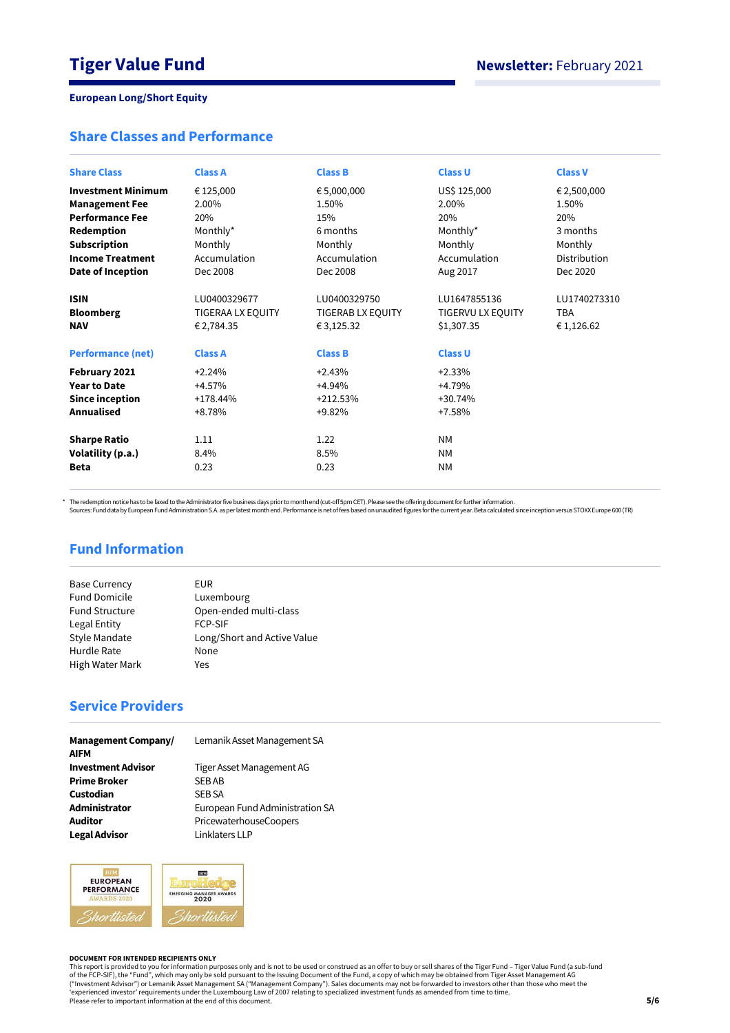# Tiger Value Fund

**Newsletter:** February 2021

**European Long/Short Equity**

## Share Classes and Performance

| Share Class | Class A | Class B | Class U | Class V |
|---|---|---|---|---|
| **Investment Minimum** | € 125,000 | € 5,000,000 | US$ 125,000 | € 2,500,000 |
| **Management Fee** | 2.00% | 1.50% | 2.00% | 1.50% |
| **Performance Fee** | 20% | 15% | 20% | 20% |
| **Redemption** | Monthly* | 6 months | Monthly* | 3 months |
| **Subscription** | Monthly | Monthly | Monthly | Monthly |
| **Income Treatment** | Accumulation | Accumulation | Accumulation | Distribution |
| **Date of Inception** | Dec 2008 | Dec 2008 | Aug 2017 | Dec 2020 |
| | | | | |
| **ISIN** | LU0400329677 | LU0400329750 | LU1647855136 | LU1740273310 |
| **Bloomberg** | TIGERAA LX EQUITY | TIGERAB LX EQUITY | TIGERVU LX EQUITY | TBA |
| **NAV** | € 2,784.35 | € 3,125.32 | $1,307.35 | € 1,126.62 |

| Performance (net) | Class A | Class B | Class U |
|---|---|---|---|
| **February 2021** | +2.24% | +2.43% | +2.33% |
| **Year to Date** | +4.57% | +4.94% | +4.79% |
| **Since inception** | +178.44% | +212.53% | +30.74% |
| **Annualised** | +8.78% | +9.82% | +7.58% |
| | | | |
| **Sharpe Ratio** | 1.11 | 1.22 | NM |
| **Volatility (p.a.)** | 8.4% | 8.5% | NM |
| **Beta** | 0.23 | 0.23 | NM |

* The redemption notice has to be faxed to the Administrator five business days prior to month end (cut-off 5pm CET). Please see the offering document for further information.
Sources: Fund data by European Fund Administration S.A. as per latest month end. Performance is net of fees based on unaudited figures for the current year. Beta calculated since inception versus STOXX Europe 600 (TR)

## Fund Information

| | |
|---|---|
| Base Currency | EUR |
| Fund Domicile | Luxembourg |
| Fund Structure | Open-ended multi-class |
| Legal Entity | FCP-SIF |
| Style Mandate | Long/Short and Active Value |
| Hurdle Rate | None |
| High Water Mark | Yes |

## Service Providers

| | |
|---|---|
| **Management Company/ AIFM** | Lemanik Asset Management SA |
| **Investment Advisor** | Tiger Asset Management AG |
| **Prime Broker** | SEB AB |
| **Custodian** | SEB SA |
| **Administrator** | European Fund Administration SA |
| **Auditor** | PricewaterhouseCoopers |
| **Legal Advisor** | Linklaters LLP |

HFM EUROPEAN PERFORMANCE AWARDS 2020 Shortlisted

HFM EuroHedge EMERGING MANAGER AWARDS 2020 Shortlisted

**DOCUMENT FOR INTENDED RECIPIENTS ONLY**
This report is provided to you for information purposes only and is not to be used or construed as an offer to buy or sell shares of the Tiger Fund – Tiger Value Fund (a sub-fund of the FCP-SIF), the "Fund", which may only be sold pursuant to the Issuing Document of the Fund, a copy of which may be obtained from Tiger Asset Management AG ("Investment Advisor") or Lemanik Asset Management SA ("Management Company"). Sales documents may not be forwarded to investors other than those who meet the 'experienced investor' requirements under the Luxembourg Law of 2007 relating to specialized investment funds as amended from time to time.
Please refer to important information at the end of this document.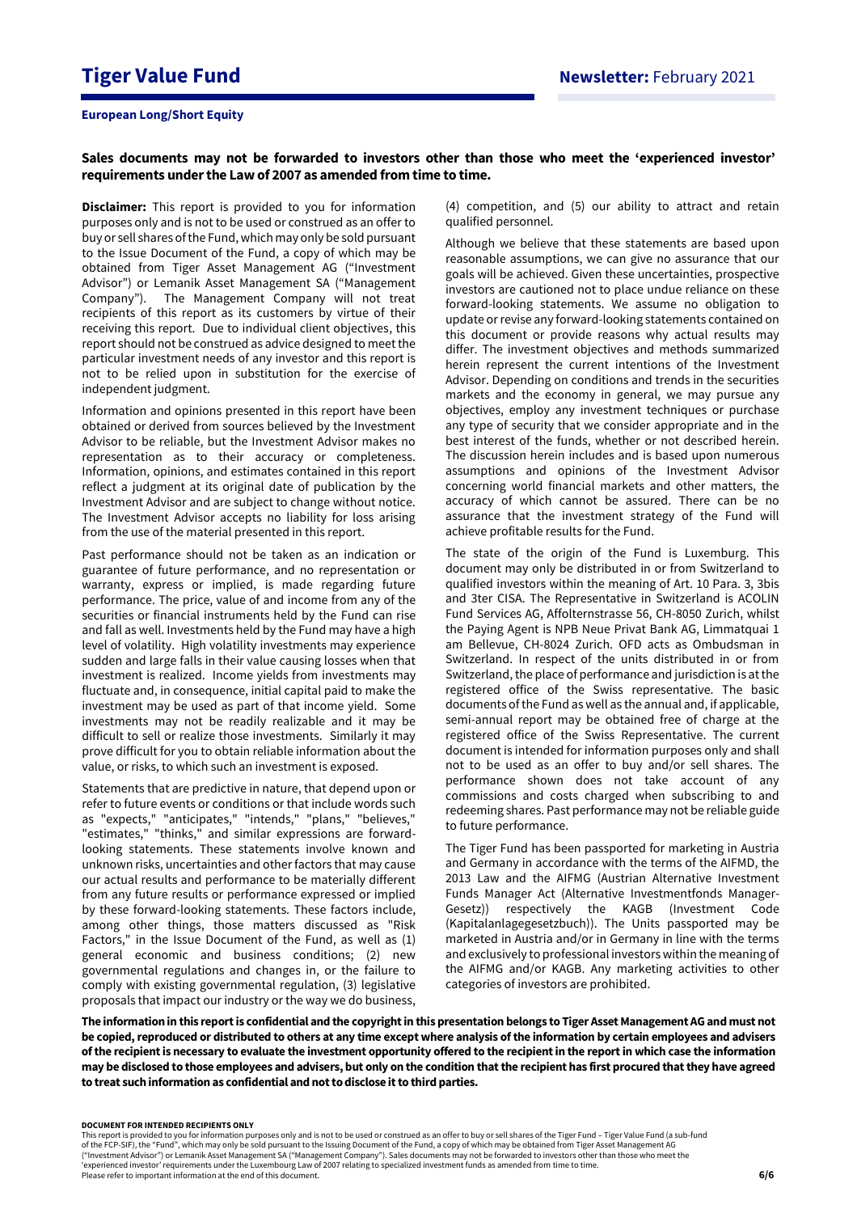**Sales documents may not be forwarded to investors other than those who meet the 'experienced investor' requirements under the Law of 2007 as amended from time to time.**

**Disclaimer:** This report is provided to you for information purposes only and is not to be used or construed as an offer to buy or sell shares of the Fund, which may only be sold pursuant to the Issue Document of the Fund, a copy of which may be obtained from Tiger Asset Management AG ("Investment Advisor") or Lemanik Asset Management SA ("Management Company"). The Management Company will not treat recipients of this report as its customers by virtue of their receiving this report. Due to individual client objectives, this report should not be construed as advice designed to meet the particular investment needs of any investor and this report is not to be relied upon in substitution for the exercise of independent judgment.

Information and opinions presented in this report have been obtained or derived from sources believed by the Investment Advisor to be reliable, but the Investment Advisor makes no representation as to their accuracy or completeness. Information, opinions, and estimates contained in this report reflect a judgment at its original date of publication by the Investment Advisor and are subject to change without notice. The Investment Advisor accepts no liability for loss arising from the use of the material presented in this report.

Past performance should not be taken as an indication or guarantee of future performance, and no representation or warranty, express or implied, is made regarding future performance. The price, value of and income from any of the securities or financial instruments held by the Fund can rise and fall as well. Investments held by the Fund may have a high level of volatility. High volatility investments may experience sudden and large falls in their value causing losses when that investment is realized. Income yields from investments may fluctuate and, in consequence, initial capital paid to make the investment may be used as part of that income yield. Some investments may not be readily realizable and it may be difficult to sell or realize those investments. Similarly it may prove difficult for you to obtain reliable information about the value, or risks, to which such an investment is exposed.

Statements that are predictive in nature, that depend upon or refer to future events or conditions or that include words such as "expects," "anticipates," "intends," "plans," "believes," "estimates," "thinks," and similar expressions are forward-looking statements. These statements involve known and unknown risks, uncertainties and other factors that may cause our actual results and performance to be materially different from any future results or performance expressed or implied by these forward-looking statements. These factors include, among other things, those matters discussed as "Risk Factors," in the Issue Document of the Fund, as well as (1) general economic and business conditions; (2) new governmental regulations and changes in, or the failure to comply with existing governmental regulation, (3) legislative proposals that impact our industry or the way we do business, (4) competition, and (5) our ability to attract and retain qualified personnel.

Although we believe that these statements are based upon reasonable assumptions, we can give no assurance that our goals will be achieved. Given these uncertainties, prospective investors are cautioned not to place undue reliance on these forward-looking statements. We assume no obligation to update or revise any forward-looking statements contained on this document or provide reasons why actual results may differ. The investment objectives and methods summarized herein represent the current intentions of the Investment Advisor. Depending on conditions and trends in the securities markets and the economy in general, we may pursue any objectives, employ any investment techniques or purchase any type of security that we consider appropriate and in the best interest of the funds, whether or not described herein. The discussion herein includes and is based upon numerous assumptions and opinions of the Investment Advisor concerning world financial markets and other matters, the accuracy of which cannot be assured. There can be no assurance that the investment strategy of the Fund will achieve profitable results for the Fund.

The state of the origin of the Fund is Luxemburg. This document may only be distributed in or from Switzerland to qualified investors within the meaning of Art. 10 Para. 3, 3bis and 3ter CISA. The Representative in Switzerland is ACOLIN Fund Services AG, Affolternstrasse 56, CH-8050 Zurich, whilst the Paying Agent is NPB Neue Privat Bank AG, Limmatquai 1 am Bellevue, CH-8024 Zurich. OFD acts as Ombudsman in Switzerland. In respect of the units distributed in or from Switzerland, the place of performance and jurisdiction is at the registered office of the Swiss representative. The basic documents of the Fund as well as the annual and, if applicable, semi-annual report may be obtained free of charge at the registered office of the Swiss Representative. The current document is intended for information purposes only and shall not to be used as an offer to buy and/or sell shares. The performance shown does not take account of any commissions and costs charged when subscribing to and redeeming shares. Past performance may not be reliable guide to future performance.

The Tiger Fund has been passported for marketing in Austria and Germany in accordance with the terms of the AIFMD, the 2013 Law and the AIFMG (Austrian Alternative Investment Funds Manager Act (Alternative Investmentfonds Manager-Gesetz)) respectively the KAGB (Investment Code (Kapitalanlagegesetzbuch)). The Units passported may be marketed in Austria and/or in Germany in line with the terms and exclusively to professional investors within the meaning of the AIFMG and/or KAGB. Any marketing activities to other categories of investors are prohibited.

**The information in this report is confidential and the copyright in this presentation belongs to Tiger Asset Management AG and must not be copied, reproduced or distributed to others at any time except where analysis of the information by certain employees and advisers of the recipient is necessary to evaluate the investment opportunity offered to the recipient in the report in which case the information may be disclosed to those employees and advisers, but only on the condition that the recipient has first procured that they have agreed to treat such information as confidential and not to disclose it to third parties.**